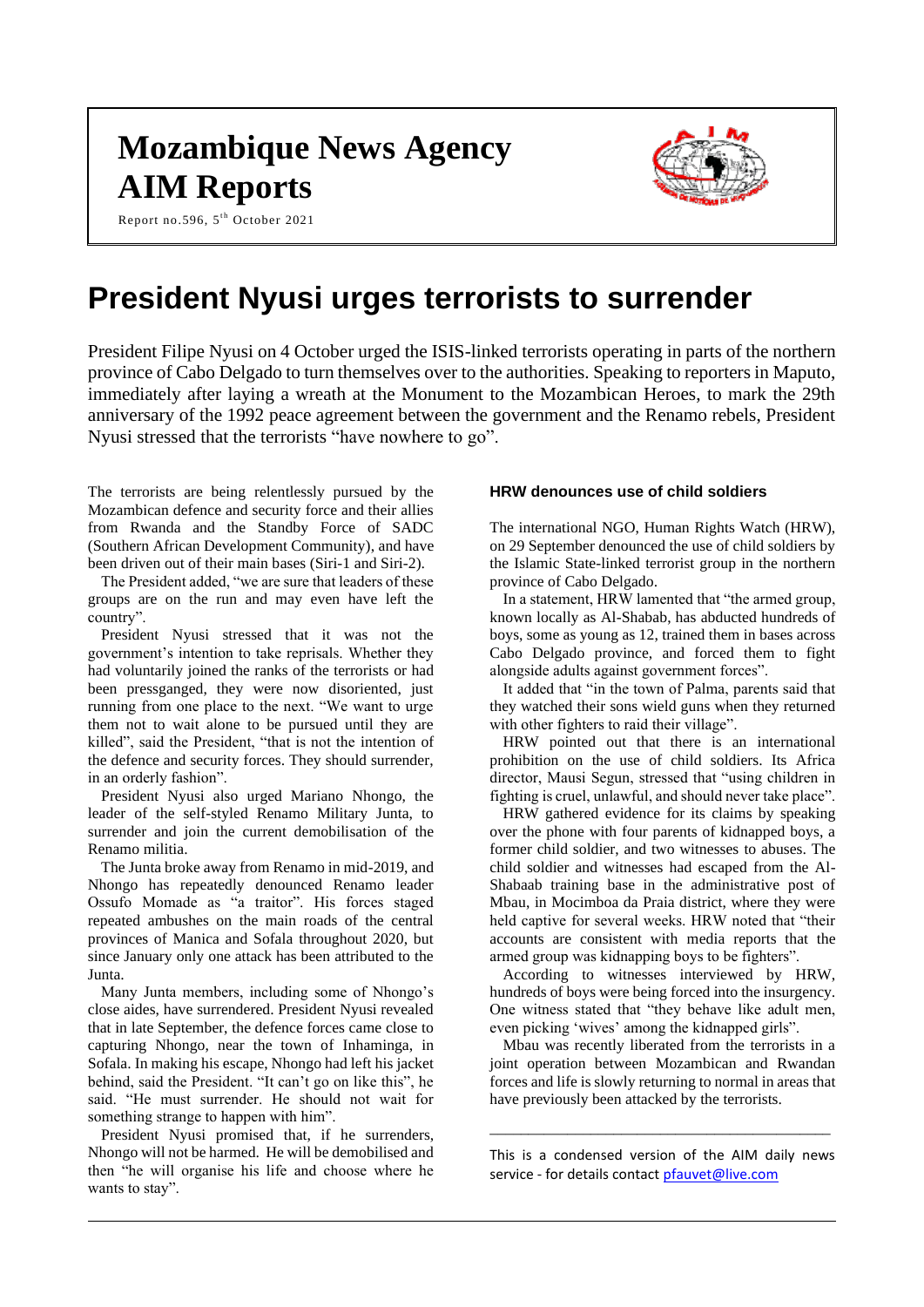# Mozambique News Agency
# AIM Reports

Report no.596, 5th October 2021

# President Nyusi urges terrorists to surrender

President Filipe Nyusi on 4 October urged the ISIS-linked terrorists operating in parts of the northern province of Cabo Delgado to turn themselves over to the authorities. Speaking to reporters in Maputo, immediately after laying a wreath at the Monument to the Mozambican Heroes, to mark the 29th anniversary of the 1992 peace agreement between the government and the Renamo rebels, President Nyusi stressed that the terrorists "have nowhere to go".

The terrorists are being relentlessly pursued by the Mozambican defence and security force and their allies from Rwanda and the Standby Force of SADC (Southern African Development Community), and have been driven out of their main bases (Siri-1 and Siri-2).

The President added, "we are sure that leaders of these groups are on the run and may even have left the country".

President Nyusi stressed that it was not the government's intention to take reprisals. Whether they had voluntarily joined the ranks of the terrorists or had been pressganged, they were now disoriented, just running from one place to the next. "We want to urge them not to wait alone to be pursued until they are killed", said the President, "that is not the intention of the defence and security forces. They should surrender, in an orderly fashion".

President Nyusi also urged Mariano Nhongo, the leader of the self-styled Renamo Military Junta, to surrender and join the current demobilisation of the Renamo militia.

The Junta broke away from Renamo in mid-2019, and Nhongo has repeatedly denounced Renamo leader Ossufo Momade as "a traitor". His forces staged repeated ambushes on the main roads of the central provinces of Manica and Sofala throughout 2020, but since January only one attack has been attributed to the Junta.

Many Junta members, including some of Nhongo's close aides, have surrendered. President Nyusi revealed that in late September, the defence forces came close to capturing Nhongo, near the town of Inhaminga, in Sofala. In making his escape, Nhongo had left his jacket behind, said the President. "It can't go on like this", he said. "He must surrender. He should not wait for something strange to happen with him".

President Nyusi promised that, if he surrenders, Nhongo will not be harmed. He will be demobilised and then "he will organise his life and choose where he wants to stay".

### HRW denounces use of child soldiers

The international NGO, Human Rights Watch (HRW), on 29 September denounced the use of child soldiers by the Islamic State-linked terrorist group in the northern province of Cabo Delgado.

In a statement, HRW lamented that "the armed group, known locally as Al-Shabab, has abducted hundreds of boys, some as young as 12, trained them in bases across Cabo Delgado province, and forced them to fight alongside adults against government forces".

It added that "in the town of Palma, parents said that they watched their sons wield guns when they returned with other fighters to raid their village".

HRW pointed out that there is an international prohibition on the use of child soldiers. Its Africa director, Mausi Segun, stressed that "using children in fighting is cruel, unlawful, and should never take place".

HRW gathered evidence for its claims by speaking over the phone with four parents of kidnapped boys, a former child soldier, and two witnesses to abuses. The child soldier and witnesses had escaped from the Al-Shabaab training base in the administrative post of Mbau, in Mocimboa da Praia district, where they were held captive for several weeks. HRW noted that "their accounts are consistent with media reports that the armed group was kidnapping boys to be fighters".

According to witnesses interviewed by HRW, hundreds of boys were being forced into the insurgency. One witness stated that "they behave like adult men, even picking 'wives' among the kidnapped girls".

Mbau was recently liberated from the terrorists in a joint operation between Mozambican and Rwandan forces and life is slowly returning to normal in areas that have previously been attacked by the terrorists.

---

This is a condensed version of the AIM daily news service - for details contact pfauvet@live.com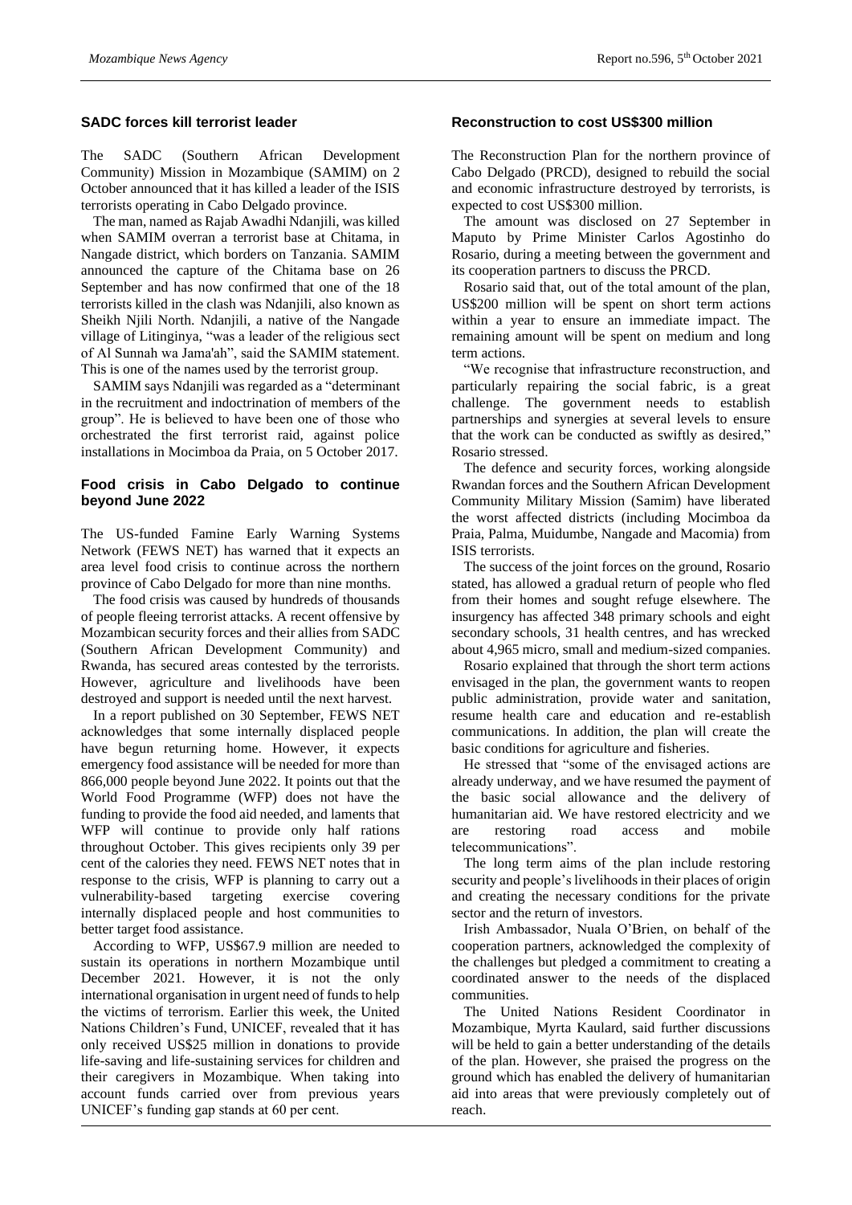## SADC forces kill terrorist leader

The SADC (Southern African Development Community) Mission in Mozambique (SAMIM) on 2 October announced that it has killed a leader of the ISIS terrorists operating in Cabo Delgado province.

The man, named as Rajab Awadhi Ndanjili, was killed when SAMIM overran a terrorist base at Chitama, in Nangade district, which borders on Tanzania. SAMIM announced the capture of the Chitama base on 26 September and has now confirmed that one of the 18 terrorists killed in the clash was Ndanjili, also known as Sheikh Njili North. Ndanjili, a native of the Nangade village of Litinginya, "was a leader of the religious sect of Al Sunnah wa Jama'ah", said the SAMIM statement. This is one of the names used by the terrorist group.

SAMIM says Ndanjili was regarded as a "determinant in the recruitment and indoctrination of members of the group". He is believed to have been one of those who orchestrated the first terrorist raid, against police installations in Mocimboa da Praia, on 5 October 2017.

## Food crisis in Cabo Delgado to continue beyond June 2022

The US-funded Famine Early Warning Systems Network (FEWS NET) has warned that it expects an area level food crisis to continue across the northern province of Cabo Delgado for more than nine months.

The food crisis was caused by hundreds of thousands of people fleeing terrorist attacks. A recent offensive by Mozambican security forces and their allies from SADC (Southern African Development Community) and Rwanda, has secured areas contested by the terrorists. However, agriculture and livelihoods have been destroyed and support is needed until the next harvest.

In a report published on 30 September, FEWS NET acknowledges that some internally displaced people have begun returning home. However, it expects emergency food assistance will be needed for more than 866,000 people beyond June 2022. It points out that the World Food Programme (WFP) does not have the funding to provide the food aid needed, and laments that WFP will continue to provide only half rations throughout October. This gives recipients only 39 per cent of the calories they need. FEWS NET notes that in response to the crisis, WFP is planning to carry out a vulnerability-based targeting exercise covering internally displaced people and host communities to better target food assistance.

According to WFP, US$67.9 million are needed to sustain its operations in northern Mozambique until December 2021. However, it is not the only international organisation in urgent need of funds to help the victims of terrorism. Earlier this week, the United Nations Children's Fund, UNICEF, revealed that it has only received US$25 million in donations to provide life-saving and life-sustaining services for children and their caregivers in Mozambique. When taking into account funds carried over from previous years UNICEF's funding gap stands at 60 per cent.

## Reconstruction to cost US$300 million

The Reconstruction Plan for the northern province of Cabo Delgado (PRCD), designed to rebuild the social and economic infrastructure destroyed by terrorists, is expected to cost US$300 million.

The amount was disclosed on 27 September in Maputo by Prime Minister Carlos Agostinho do Rosario, during a meeting between the government and its cooperation partners to discuss the PRCD.

Rosario said that, out of the total amount of the plan, US$200 million will be spent on short term actions within a year to ensure an immediate impact. The remaining amount will be spent on medium and long term actions.

"We recognise that infrastructure reconstruction, and particularly repairing the social fabric, is a great challenge. The government needs to establish partnerships and synergies at several levels to ensure that the work can be conducted as swiftly as desired," Rosario stressed.

The defence and security forces, working alongside Rwandan forces and the Southern African Development Community Military Mission (Samim) have liberated the worst affected districts (including Mocimboa da Praia, Palma, Muidumbe, Nangade and Macomia) from ISIS terrorists.

The success of the joint forces on the ground, Rosario stated, has allowed a gradual return of people who fled from their homes and sought refuge elsewhere. The insurgency has affected 348 primary schools and eight secondary schools, 31 health centres, and has wrecked about 4,965 micro, small and medium-sized companies.

Rosario explained that through the short term actions envisaged in the plan, the government wants to reopen public administration, provide water and sanitation, resume health care and education and re-establish communications. In addition, the plan will create the basic conditions for agriculture and fisheries.

He stressed that "some of the envisaged actions are already underway, and we have resumed the payment of the basic social allowance and the delivery of humanitarian aid. We have restored electricity and we are restoring road access and mobile telecommunications".

The long term aims of the plan include restoring security and people's livelihoods in their places of origin and creating the necessary conditions for the private sector and the return of investors.

Irish Ambassador, Nuala O'Brien, on behalf of the cooperation partners, acknowledged the complexity of the challenges but pledged a commitment to creating a coordinated answer to the needs of the displaced communities.

The United Nations Resident Coordinator in Mozambique, Myrta Kaulard, said further discussions will be held to gain a better understanding of the details of the plan. However, she praised the progress on the ground which has enabled the delivery of humanitarian aid into areas that were previously completely out of reach.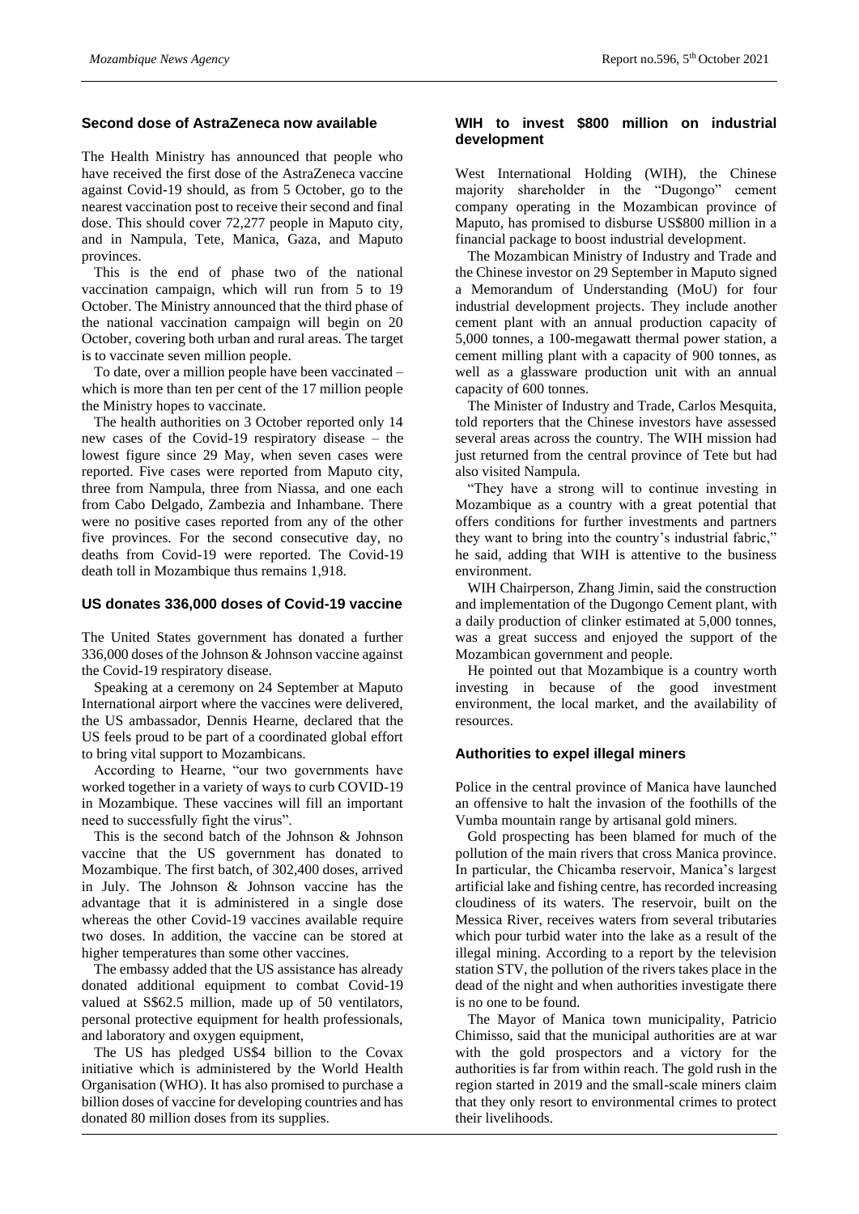## Second dose of AstraZeneca now available

The Health Ministry has announced that people who have received the first dose of the AstraZeneca vaccine against Covid-19 should, as from 5 October, go to the nearest vaccination post to receive their second and final dose. This should cover 72,277 people in Maputo city, and in Nampula, Tete, Manica, Gaza, and Maputo provinces.

This is the end of phase two of the national vaccination campaign, which will run from 5 to 19 October. The Ministry announced that the third phase of the national vaccination campaign will begin on 20 October, covering both urban and rural areas. The target is to vaccinate seven million people.

To date, over a million people have been vaccinated – which is more than ten per cent of the 17 million people the Ministry hopes to vaccinate.

The health authorities on 3 October reported only 14 new cases of the Covid-19 respiratory disease – the lowest figure since 29 May, when seven cases were reported. Five cases were reported from Maputo city, three from Nampula, three from Niassa, and one each from Cabo Delgado, Zambezia and Inhambane. There were no positive cases reported from any of the other five provinces. For the second consecutive day, no deaths from Covid-19 were reported. The Covid-19 death toll in Mozambique thus remains 1,918.

## US donates 336,000 doses of Covid-19 vaccine

The United States government has donated a further 336,000 doses of the Johnson & Johnson vaccine against the Covid-19 respiratory disease.

Speaking at a ceremony on 24 September at Maputo International airport where the vaccines were delivered, the US ambassador, Dennis Hearne, declared that the US feels proud to be part of a coordinated global effort to bring vital support to Mozambicans.

According to Hearne, "our two governments have worked together in a variety of ways to curb COVID-19 in Mozambique. These vaccines will fill an important need to successfully fight the virus".

This is the second batch of the Johnson & Johnson vaccine that the US government has donated to Mozambique. The first batch, of 302,400 doses, arrived in July. The Johnson & Johnson vaccine has the advantage that it is administered in a single dose whereas the other Covid-19 vaccines available require two doses. In addition, the vaccine can be stored at higher temperatures than some other vaccines.

The embassy added that the US assistance has already donated additional equipment to combat Covid-19 valued at S$62.5 million, made up of 50 ventilators, personal protective equipment for health professionals, and laboratory and oxygen equipment,

The US has pledged US$4 billion to the Covax initiative which is administered by the World Health Organisation (WHO). It has also promised to purchase a billion doses of vaccine for developing countries and has donated 80 million doses from its supplies.

## WIH to invest $800 million on industrial development

West International Holding (WIH), the Chinese majority shareholder in the "Dugongo" cement company operating in the Mozambican province of Maputo, has promised to disburse US$800 million in a financial package to boost industrial development.

The Mozambican Ministry of Industry and Trade and the Chinese investor on 29 September in Maputo signed a Memorandum of Understanding (MoU) for four industrial development projects. They include another cement plant with an annual production capacity of 5,000 tonnes, a 100-megawatt thermal power station, a cement milling plant with a capacity of 900 tonnes, as well as a glassware production unit with an annual capacity of 600 tonnes.

The Minister of Industry and Trade, Carlos Mesquita, told reporters that the Chinese investors have assessed several areas across the country. The WIH mission had just returned from the central province of Tete but had also visited Nampula.

"They have a strong will to continue investing in Mozambique as a country with a great potential that offers conditions for further investments and partners they want to bring into the country's industrial fabric," he said, adding that WIH is attentive to the business environment.

WIH Chairperson, Zhang Jimin, said the construction and implementation of the Dugongo Cement plant, with a daily production of clinker estimated at 5,000 tonnes, was a great success and enjoyed the support of the Mozambican government and people.

He pointed out that Mozambique is a country worth investing in because of the good investment environment, the local market, and the availability of resources.

## Authorities to expel illegal miners

Police in the central province of Manica have launched an offensive to halt the invasion of the foothills of the Vumba mountain range by artisanal gold miners.

Gold prospecting has been blamed for much of the pollution of the main rivers that cross Manica province. In particular, the Chicamba reservoir, Manica's largest artificial lake and fishing centre, has recorded increasing cloudiness of its waters. The reservoir, built on the Messica River, receives waters from several tributaries which pour turbid water into the lake as a result of the illegal mining. According to a report by the television station STV, the pollution of the rivers takes place in the dead of the night and when authorities investigate there is no one to be found.

The Mayor of Manica town municipality, Patricio Chimisso, said that the municipal authorities are at war with the gold prospectors and a victory for the authorities is far from within reach. The gold rush in the region started in 2019 and the small-scale miners claim that they only resort to environmental crimes to protect their livelihoods.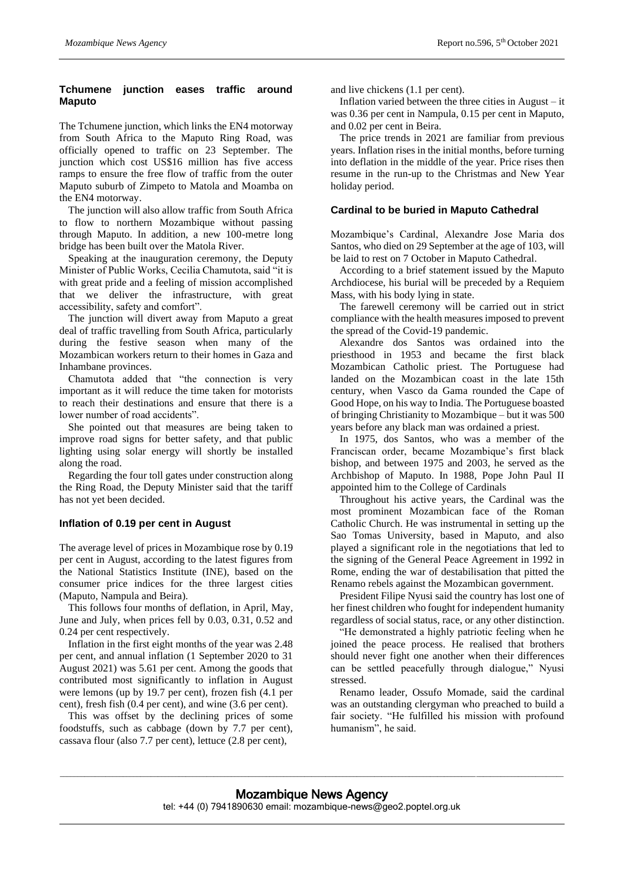### Tchumene junction eases traffic around Maputo

The Tchumene junction, which links the EN4 motorway from South Africa to the Maputo Ring Road, was officially opened to traffic on 23 September. The junction which cost US$16 million has five access ramps to ensure the free flow of traffic from the outer Maputo suburb of Zimpeto to Matola and Moamba on the EN4 motorway.

The junction will also allow traffic from South Africa to flow to northern Mozambique without passing through Maputo. In addition, a new 100-metre long bridge has been built over the Matola River.

Speaking at the inauguration ceremony, the Deputy Minister of Public Works, Cecilia Chamutota, said "it is with great pride and a feeling of mission accomplished that we deliver the infrastructure, with great accessibility, safety and comfort".

The junction will divert away from Maputo a great deal of traffic travelling from South Africa, particularly during the festive season when many of the Mozambican workers return to their homes in Gaza and Inhambane provinces.

Chamutota added that "the connection is very important as it will reduce the time taken for motorists to reach their destinations and ensure that there is a lower number of road accidents".

She pointed out that measures are being taken to improve road signs for better safety, and that public lighting using solar energy will shortly be installed along the road.

Regarding the four toll gates under construction along the Ring Road, the Deputy Minister said that the tariff has not yet been decided.

### Inflation of 0.19 per cent in August

The average level of prices in Mozambique rose by 0.19 per cent in August, according to the latest figures from the National Statistics Institute (INE), based on the consumer price indices for the three largest cities (Maputo, Nampula and Beira).

This follows four months of deflation, in April, May, June and July, when prices fell by 0.03, 0.31, 0.52 and 0.24 per cent respectively.

Inflation in the first eight months of the year was 2.48 per cent, and annual inflation (1 September 2020 to 31 August 2021) was 5.61 per cent. Among the goods that contributed most significantly to inflation in August were lemons (up by 19.7 per cent), frozen fish (4.1 per cent), fresh fish (0.4 per cent), and wine (3.6 per cent).

This was offset by the declining prices of some foodstuffs, such as cabbage (down by 7.7 per cent), cassava flour (also 7.7 per cent), lettuce (2.8 per cent), and live chickens (1.1 per cent).

Inflation varied between the three cities in August – it was 0.36 per cent in Nampula, 0.15 per cent in Maputo, and 0.02 per cent in Beira.

The price trends in 2021 are familiar from previous years. Inflation rises in the initial months, before turning into deflation in the middle of the year. Price rises then resume in the run-up to the Christmas and New Year holiday period.

### Cardinal to be buried in Maputo Cathedral

Mozambique's Cardinal, Alexandre Jose Maria dos Santos, who died on 29 September at the age of 103, will be laid to rest on 7 October in Maputo Cathedral.

According to a brief statement issued by the Maputo Archdiocese, his burial will be preceded by a Requiem Mass, with his body lying in state.

The farewell ceremony will be carried out in strict compliance with the health measures imposed to prevent the spread of the Covid-19 pandemic.

Alexandre dos Santos was ordained into the priesthood in 1953 and became the first black Mozambican Catholic priest. The Portuguese had landed on the Mozambican coast in the late 15th century, when Vasco da Gama rounded the Cape of Good Hope, on his way to India. The Portuguese boasted of bringing Christianity to Mozambique – but it was 500 years before any black man was ordained a priest.

In 1975, dos Santos, who was a member of the Franciscan order, became Mozambique's first black bishop, and between 1975 and 2003, he served as the Archbishop of Maputo. In 1988, Pope John Paul II appointed him to the College of Cardinals

Throughout his active years, the Cardinal was the most prominent Mozambican face of the Roman Catholic Church. He was instrumental in setting up the Sao Tomas University, based in Maputo, and also played a significant role in the negotiations that led to the signing of the General Peace Agreement in 1992 in Rome, ending the war of destabilisation that pitted the Renamo rebels against the Mozambican government.

President Filipe Nyusi said the country has lost one of her finest children who fought for independent humanity regardless of social status, race, or any other distinction.

"He demonstrated a highly patriotic feeling when he joined the peace process. He realised that brothers should never fight one another when their differences can be settled peacefully through dialogue," Nyusi stressed.

Renamo leader, Ossufo Momade, said the cardinal was an outstanding clergyman who preached to build a fair society. "He fulfilled his mission with profound humanism", he said.

---

**Mozambique News Agency**

tel: +44 (0) 7941890630 email: mozambique-news@geo2.poptel.org.uk